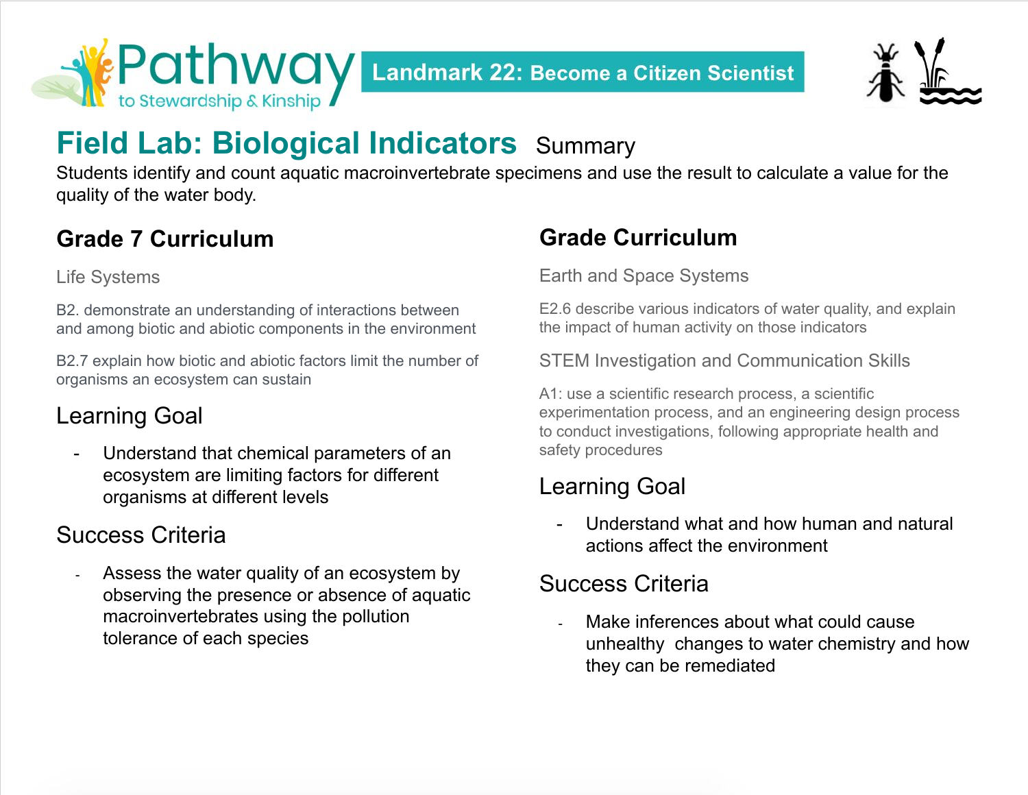Pathway to Stewardship & Kinship

**Landmark 22: Become a Citizen Scientist**

# Field Lab: Biological Indicators Summary

Students identify and count aquatic macroinvertebrate specimens and use the result to calculate a value for the quality of the water body.

## Grade 7 Curriculum

Life Systems

B2. demonstrate an understanding of interactions between and among biotic and abiotic components in the environment

B2.7 explain how biotic and abiotic factors limit the number of organisms an ecosystem can sustain

### Learning Goal

- Understand that chemical parameters of an ecosystem are limiting factors for different organisms at different levels

### Success Criteria

- Assess the water quality of an ecosystem by observing the presence or absence of aquatic macroinvertebrates using the pollution tolerance of each species

## Grade Curriculum

Earth and Space Systems

E2.6 describe various indicators of water quality, and explain the impact of human activity on those indicators

STEM Investigation and Communication Skills

A1: use a scientific research process, a scientific experimentation process, and an engineering design process to conduct investigations, following appropriate health and safety procedures

### Learning Goal

- Understand what and how human and natural actions affect the environment

### Success Criteria

- Make inferences about what could cause unhealthy changes to water chemistry and how they can be remediated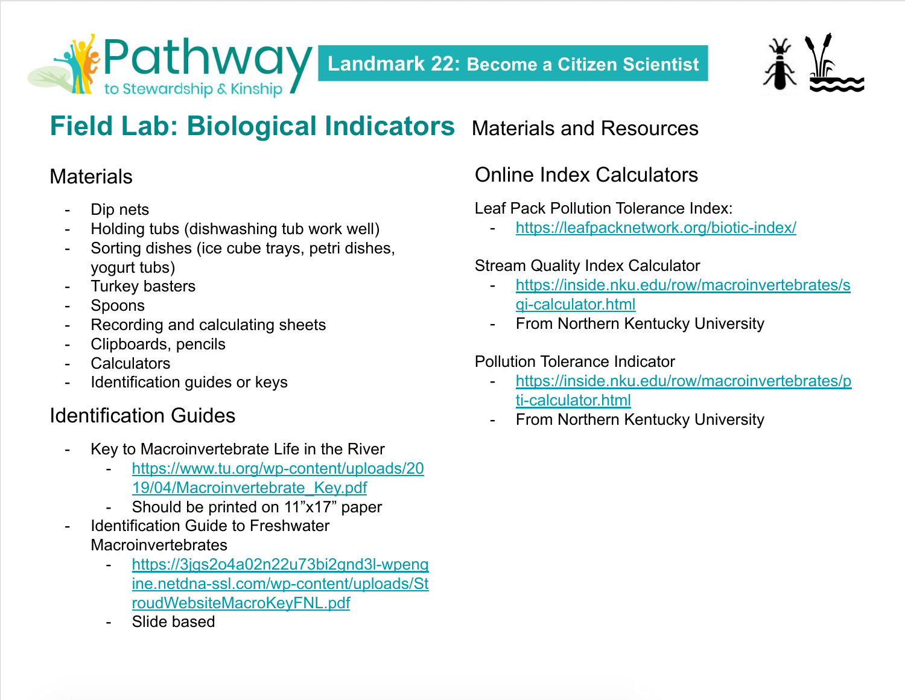# Field Lab: Biological Indicators

Materials and Resources

## Materials

- Dip nets
- Holding tubs (dishwashing tub work well)
- Sorting dishes (ice cube trays, petri dishes, yogurt tubs)
- Turkey basters
- Spoons
- Recording and calculating sheets
- Clipboards, pencils
- Calculators
- Identification guides or keys

## Identification Guides

- Key to Macroinvertebrate Life in the River
  - https://www.tu.org/wp-content/uploads/2019/04/Macroinvertebrate_Key.pdf
  - Should be printed on 11”x17” paper
- Identification Guide to Freshwater Macroinvertebrates
  - https://3jgs2o4a02n22u73bi2gnd3l-wpengine.netdna-ssl.com/wp-content/uploads/StroudWebsiteMacroKeyFNL.pdf
  - Slide based

## Online Index Calculators

Leaf Pack Pollution Tolerance Index:

- https://leafpacknetwork.org/biotic-index/

Stream Quality Index Calculator

- https://inside.nku.edu/row/macroinvertebrates/sqi-calculator.html
- From Northern Kentucky University

Pollution Tolerance Indicator

- https://inside.nku.edu/row/macroinvertebrates/pti-calculator.html
- From Northern Kentucky University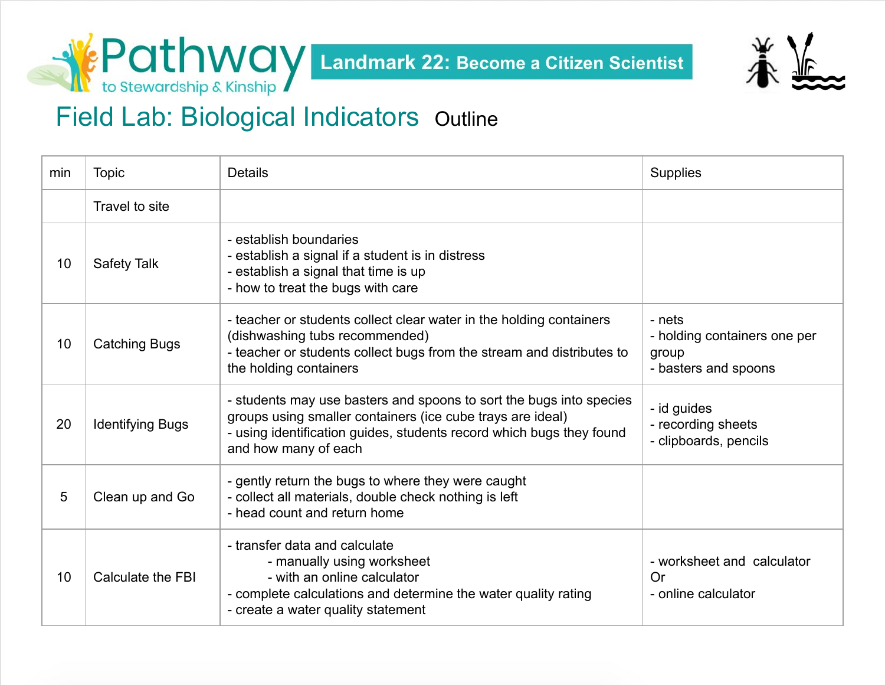# Pathway to Stewardship & Kinship

## Landmark 22: Become a Citizen Scientist

# Field Lab: Biological Indicators Outline

| min | Topic | Details | Supplies |
|---|---|---|---|
| | Travel to site | | |
| 10 | Safety Talk | - establish boundaries<br>- establish a signal if a student is in distress<br>- establish a signal that time is up<br>- how to treat the bugs with care | |
| 10 | Catching Bugs | - teacher or students collect clear water in the holding containers (dishwashing tubs recommended)<br>- teacher or students collect bugs from the stream and distributes to the holding containers | - nets<br>- holding containers one per group<br>- basters and spoons |
| 20 | Identifying Bugs | - students may use basters and spoons to sort the bugs into species groups using smaller containers (ice cube trays are ideal)<br>- using identification guides, students record which bugs they found and how many of each | - id guides<br>- recording sheets<br>- clipboards, pencils |
| 5 | Clean up and Go | - gently return the bugs to where they were caught<br>- collect all materials, double check nothing is left<br>- head count and return home | |
| 10 | Calculate the FBI | - transfer data and calculate<br>&nbsp;&nbsp;&nbsp;&nbsp;- manually using worksheet<br>&nbsp;&nbsp;&nbsp;&nbsp;- with an online calculator<br>- complete calculations and determine the water quality rating<br>- create a water quality statement | - worksheet and calculator<br>Or<br>- online calculator |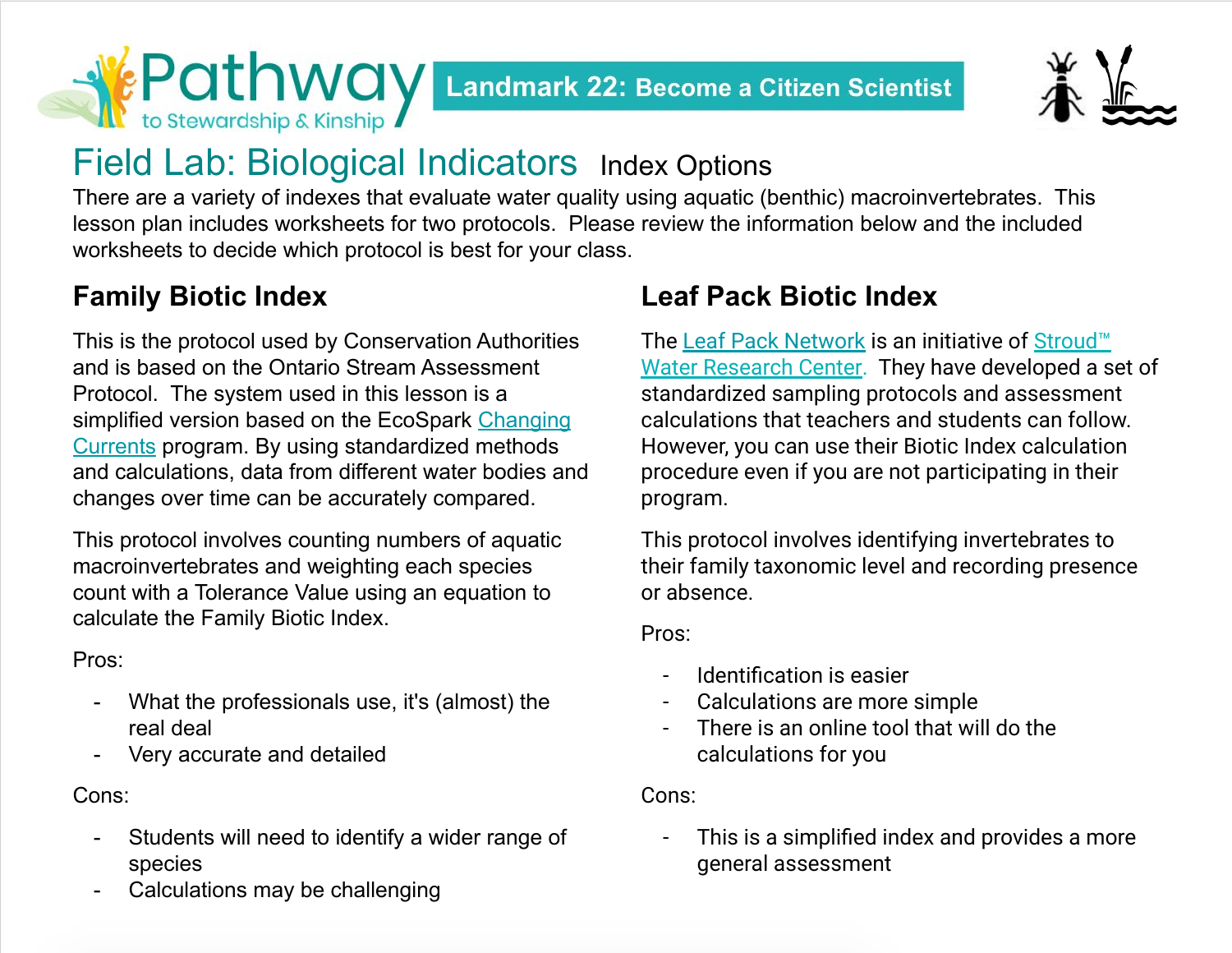# Field Lab: Biological Indicators Index Options

There are a variety of indexes that evaluate water quality using aquatic (benthic) macroinvertebrates. This lesson plan includes worksheets for two protocols. Please review the information below and the included worksheets to decide which protocol is best for your class.

## Family Biotic Index

This is the protocol used by Conservation Authorities and is based on the Ontario Stream Assessment Protocol. The system used in this lesson is a simplified version based on the EcoSpark Changing Currents program. By using standardized methods and calculations, data from different water bodies and changes over time can be accurately compared.

This protocol involves counting numbers of aquatic macroinvertebrates and weighting each species count with a Tolerance Value using an equation to calculate the Family Biotic Index.

Pros:

- What the professionals use, it's (almost) the real deal
- Very accurate and detailed

Cons:

- Students will need to identify a wider range of species
- Calculations may be challenging

## Leaf Pack Biotic Index

The Leaf Pack Network is an initiative of Stroud™ Water Research Center. They have developed a set of standardized sampling protocols and assessment calculations that teachers and students can follow. However, you can use their Biotic Index calculation procedure even if you are not participating in their program.

This protocol involves identifying invertebrates to their family taxonomic level and recording presence or absence.

Pros:

- Identification is easier
- Calculations are more simple
- There is an online tool that will do the calculations for you

Cons:

- This is a simplified index and provides a more general assessment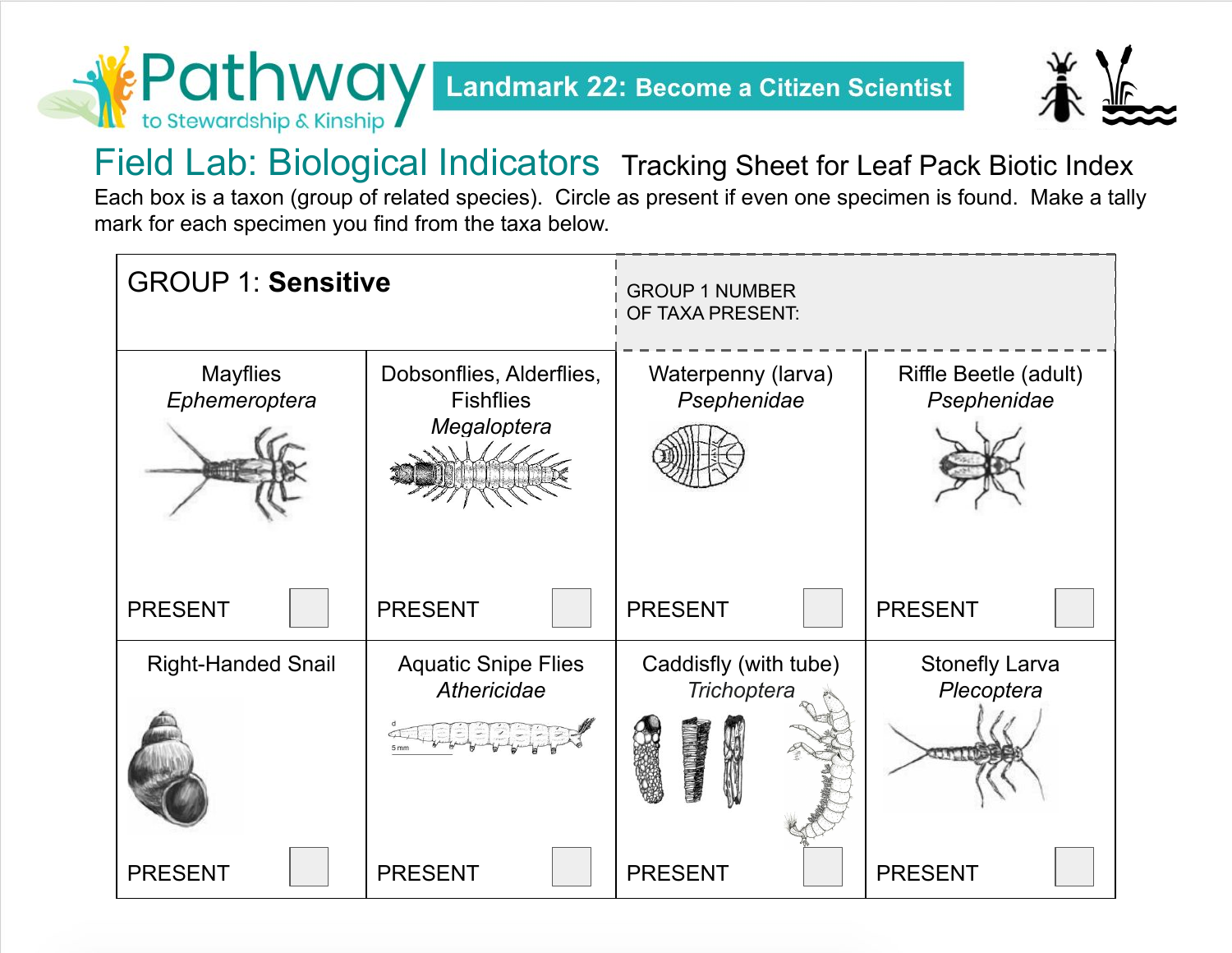Landmark 22: Become a Citizen Scientist

# Field Lab: Biological Indicators

## Tracking Sheet for Leaf Pack Biotic Index

Each box is a taxon (group of related species). Circle as present if even one specimen is found. Make a tally mark for each specimen you find from the taxa below.

| GROUP 1: **Sensitive** | | GROUP 1 NUMBER OF TAXA PRESENT: | |
|---|---|---|---|
| Mayflies *Ephemeroptera* PRESENT ☐ | Dobsonflies, Alderflies, Fishflies *Megaloptera* PRESENT ☐ | Waterpenny (larva) *Psephenidae* PRESENT ☐ | Riffle Beetle (adult) *Psephenidae* PRESENT ☐ |
| Right-Handed Snail PRESENT ☐ | Aquatic Snipe Flies *Athericidae* PRESENT ☐ | Caddisfly (with tube) *Trichoptera* PRESENT ☐ | Stonefly Larva *Plecoptera* PRESENT ☐ |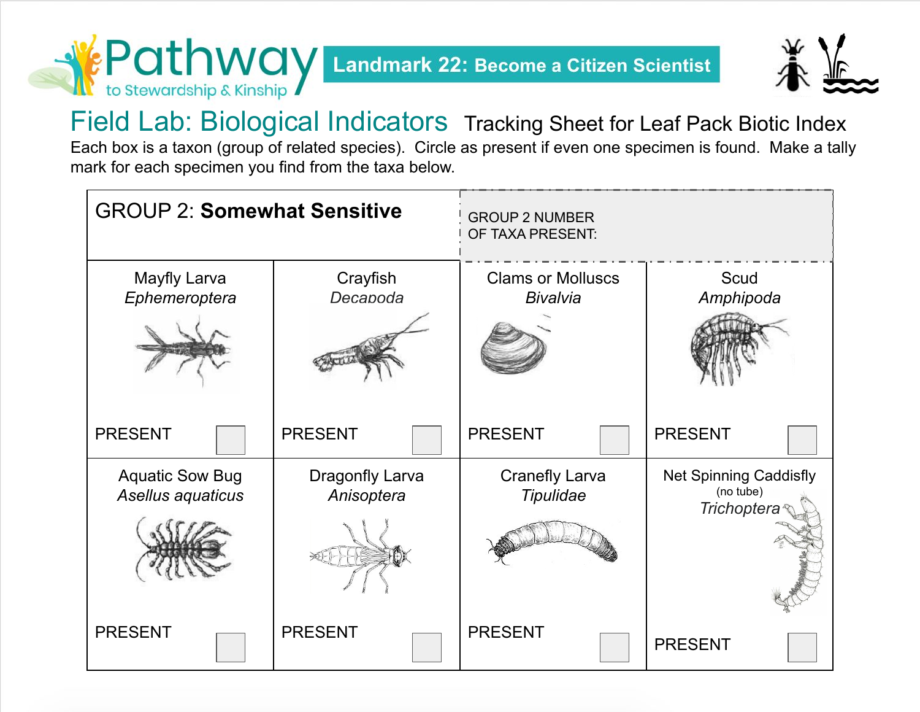Pathway to Stewardship & Kinship

**Landmark 22: Become a Citizen Scientist**

# Field Lab: Biological Indicators

## Tracking Sheet for Leaf Pack Biotic Index

Each box is a taxon (group of related species). Circle as present if even one specimen is found. Make a tally mark for each specimen you find from the taxa below.

| GROUP 2: **Somewhat Sensitive** | | GROUP 2 NUMBER OF TAXA PRESENT: | |
|---|---|---|---|
| Mayfly Larva *Ephemeroptera* | Crayfish *Decapoda* | Clams or Molluscs *Bivalvia* | Scud *Amphipoda* |
| PRESENT ☐ | PRESENT ☐ | PRESENT ☐ | PRESENT ☐ |
| Aquatic Sow Bug *Asellus aquaticus* | Dragonfly Larva *Anisoptera* | Cranefly Larva *Tipulidae* | Net Spinning Caddisfly (no tube) *Trichoptera* |
| PRESENT ☐ | PRESENT ☐ | PRESENT ☐ | PRESENT ☐ |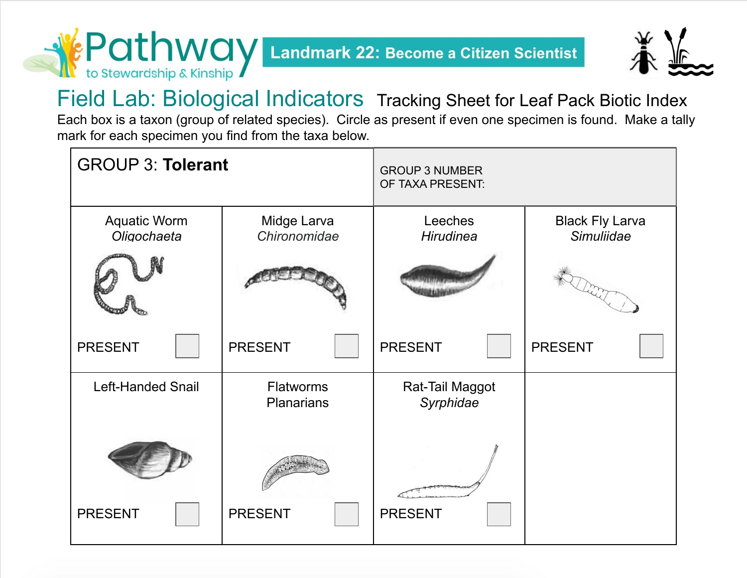Landmark 22: Become a Citizen Scientist

# Field Lab: Biological Indicators

Tracking Sheet for Leaf Pack Biotic Index

Each box is a taxon (group of related species). Circle as present if even one specimen is found. Make a tally mark for each specimen you find from the taxa below.

| GROUP 3: **Tolerant** | | GROUP 3 NUMBER OF TAXA PRESENT: | |
|---|---|---|---|
| Aquatic Worm *Oligochaeta* PRESENT ☐ | Midge Larva *Chironomidae* PRESENT ☐ | Leeches *Hirudinea* PRESENT ☐ | Black Fly Larva *Simuliidae* PRESENT ☐ |
| Left-Handed Snail PRESENT ☐ | Flatworms Planarians PRESENT ☐ | Rat-Tail Maggot *Syrphidae* PRESENT ☐ | |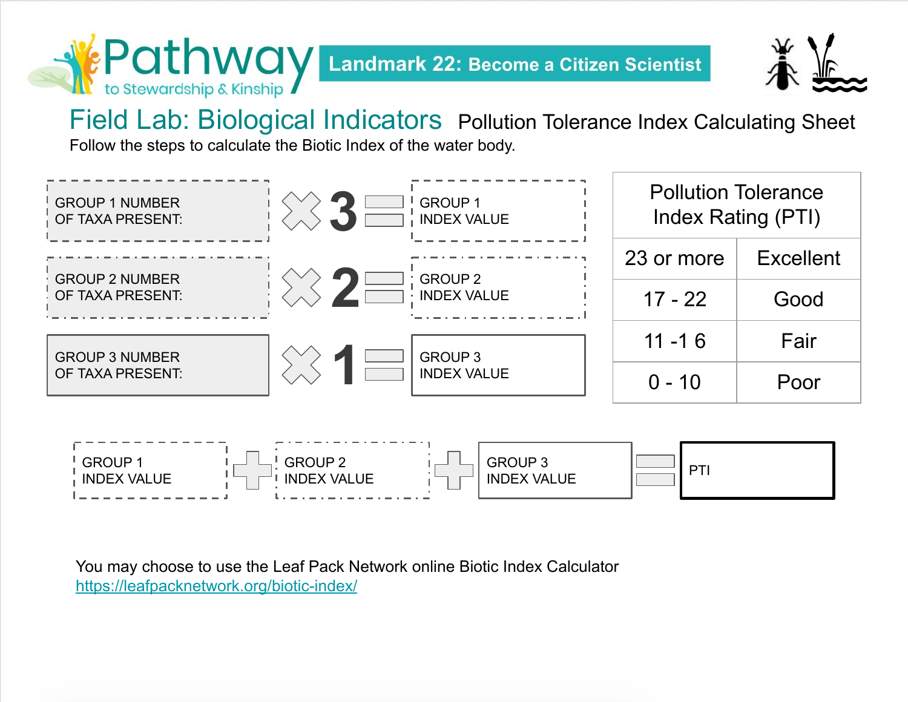Pathway to Stewardship & Kinship

**Landmark 22: Become a Citizen Scientist**

# Field Lab: Biological Indicators

## Pollution Tolerance Index Calculating Sheet

Follow the steps to calculate the Biotic Index of the water body.

GROUP 1 NUMBER OF TAXA PRESENT: × 3 = GROUP 1 INDEX VALUE

GROUP 2 NUMBER OF TAXA PRESENT: × 2 = GROUP 2 INDEX VALUE

GROUP 3 NUMBER OF TAXA PRESENT: × 1 = GROUP 3 INDEX VALUE

| Pollution Tolerance Index Rating (PTI) | |
|---|---|
| 23 or more | Excellent |
| 17 - 22 | Good |
| 11 -1 6 | Fair |
| 0 - 10 | Poor |

GROUP 1 INDEX VALUE + GROUP 2 INDEX VALUE + GROUP 3 INDEX VALUE = PTI

You may choose to use the Leaf Pack Network online Biotic Index Calculator
https://leafpacknetwork.org/biotic-index/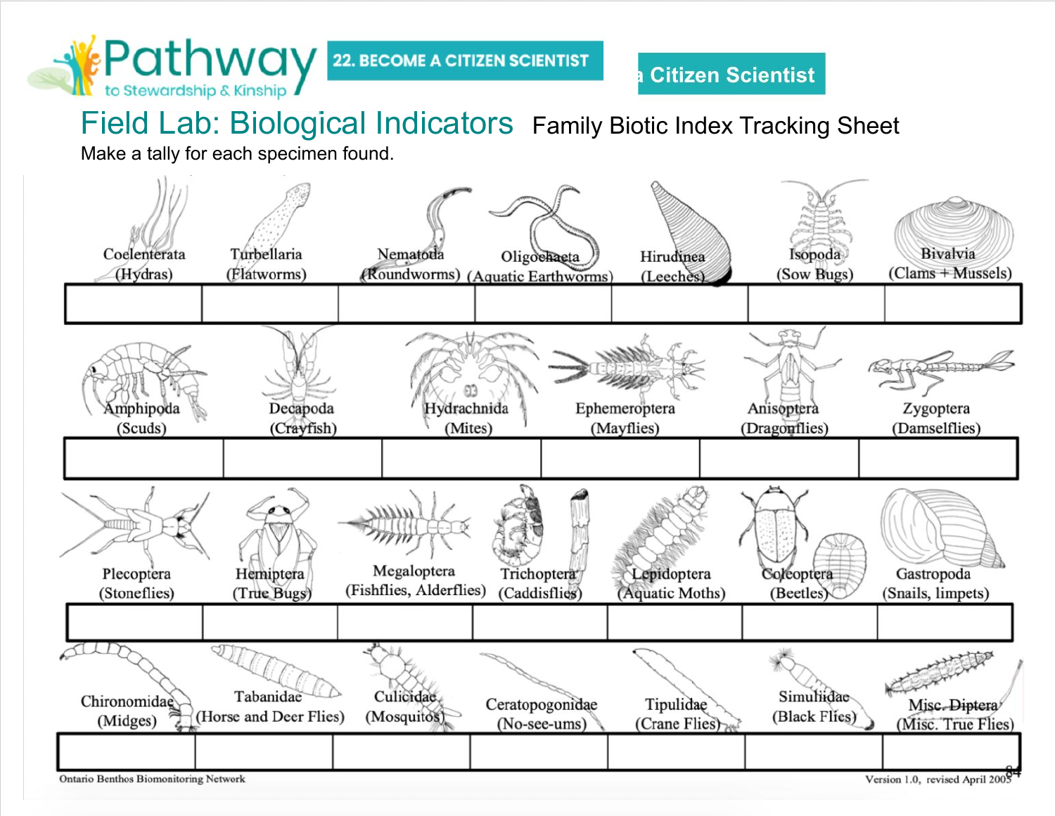Pathway to Stewardship & Kinship

22. BECOME A CITIZEN SCIENTIST

# Field Lab: Biological Indicators

## Family Biotic Index Tracking Sheet

Make a tally for each specimen found.

| Coelenterata (Hydras) | Turbellaria (Flatworms) | Nematoda (Roundworms) | Oligochaeta (Aquatic Earthworms) | Hirudinea (Leeches) | Isopoda (Sow Bugs) | Bivalvia (Clams + Mussels) |
|---|---|---|---|---|---|---|
| | | | | | | |

| Amphipoda (Scuds) | Decapoda (Crayfish) | Hydrachnida (Mites) | Ephemeroptera (Mayflies) | Anisoptera (Dragonflies) | Zygoptera (Damselflies) |
|---|---|---|---|---|---|
| | | | | | |

| Plecoptera (Stoneflies) | Hemiptera (True Bugs) | Megaloptera (Fishflies, Alderflies) | Trichoptera (Caddisflies) | Lepidoptera (Aquatic Moths) | Coleoptera (Beetles) | Gastropoda (Snails, limpets) |
|---|---|---|---|---|---|---|
| | | | | | | |

| Chironomidae (Midges) | Tabanidae (Horse and Deer Flies) | Culicidae (Mosquitos) | Ceratopogonidae (No-see-ums) | Tipulidae (Crane Flies) | Simuliidae (Black Flies) | Misc. Diptera (Misc. True Flies) |
|---|---|---|---|---|---|---|
| | | | | | | |

Ontario Benthos Biomonitoring Network

Version 1.0, revised April 2005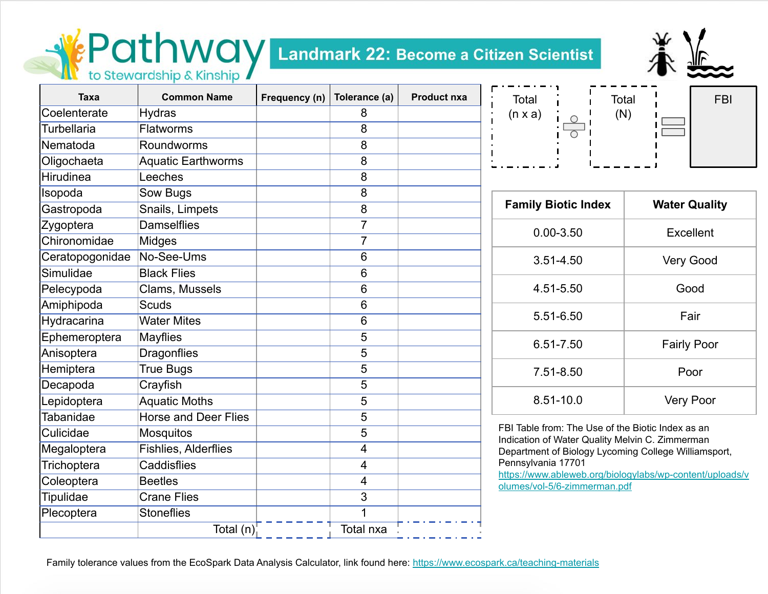# Pathway to Stewardship & Kinship

## Landmark 22: Become a Citizen Scientist

| Taxa | Common Name | Frequency (n) | Tolerance (a) | Product nxa |
|---|---|---|---|---|
| Coelenterate | Hydras | | 8 | |
| Turbellaria | Flatworms | | 8 | |
| Nematoda | Roundworms | | 8 | |
| Oligochaeta | Aquatic Earthworms | | 8 | |
| Hirudinea | Leeches | | 8 | |
| Isopoda | Sow Bugs | | 8 | |
| Gastropoda | Snails, Limpets | | 8 | |
| Zygoptera | Damselflies | | 7 | |
| Chironomidae | Midges | | 7 | |
| Ceratopogonidae | No-See-Ums | | 6 | |
| Simulidae | Black Flies | | 6 | |
| Pelecypoda | Clams, Mussels | | 6 | |
| Amiphipoda | Scuds | | 6 | |
| Hydracarina | Water Mites | | 6 | |
| Ephemeroptera | Mayflies | | 5 | |
| Anisoptera | Dragonflies | | 5 | |
| Hemiptera | True Bugs | | 5 | |
| Decapoda | Crayfish | | 5 | |
| Lepidoptera | Aquatic Moths | | 5 | |
| Tabanidae | Horse and Deer Flies | | 5 | |
| Culicidae | Mosquitos | | 5 | |
| Megaloptera | Fishlies, Alderflies | | 4 | |
| Trichoptera | Caddisflies | | 4 | |
| Coleoptera | Beetles | | 4 | |
| Tipulidae | Crane Flies | | 3 | |
| Plecoptera | Stoneflies | | 1 | |
| | Total (n) | | Total nxa | |

Total (n x a) ÷ Total (N) = FBI

| Family Biotic Index | Water Quality |
|---|---|
| 0.00-3.50 | Excellent |
| 3.51-4.50 | Very Good |
| 4.51-5.50 | Good |
| 5.51-6.50 | Fair |
| 6.51-7.50 | Fairly Poor |
| 7.51-8.50 | Poor |
| 8.51-10.0 | Very Poor |

FBI Table from: The Use of the Biotic Index as an Indication of Water Quality Melvin C. Zimmerman Department of Biology Lycoming College Williamsport, Pennsylvania 17701 https://www.ableweb.org/biologylabs/wp-content/uploads/volumes/vol-5/6-zimmerman.pdf

Family tolerance values from the EcoSpark Data Analysis Calculator, link found here: https://www.ecospark.ca/teaching-materials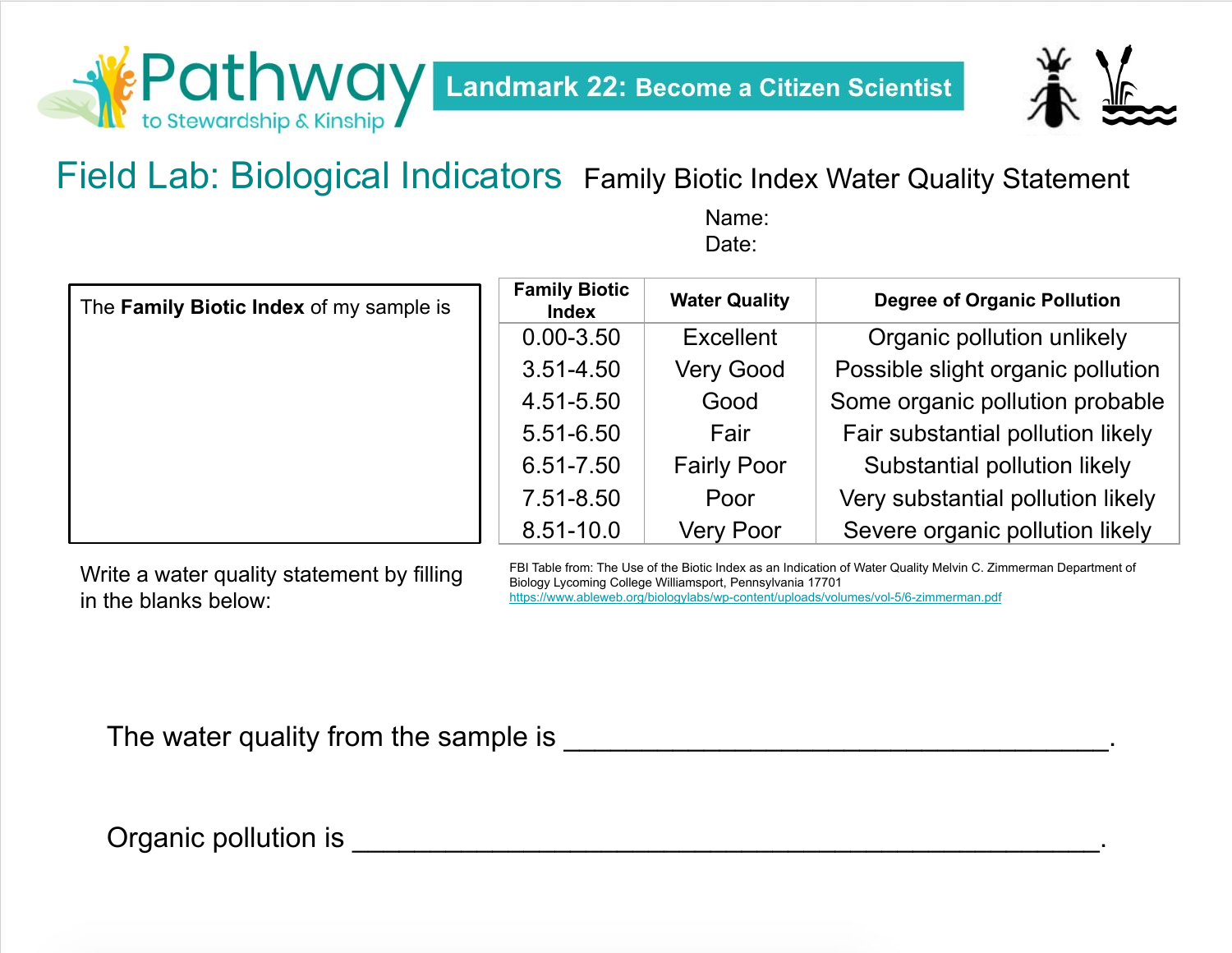Pathway to Stewardship & Kinship — **Landmark 22: Become a Citizen Scientist**

# Field Lab: Biological Indicators

## Family Biotic Index Water Quality Statement

Name:

Date:

The **Family Biotic Index** of my sample is

| Family Biotic Index | Water Quality | Degree of Organic Pollution |
|---|---|---|
| 0.00-3.50 | Excellent | Organic pollution unlikely |
| 3.51-4.50 | Very Good | Possible slight organic pollution |
| 4.51-5.50 | Good | Some organic pollution probable |
| 5.51-6.50 | Fair | Fair substantial pollution likely |
| 6.51-7.50 | Fairly Poor | Substantial pollution likely |
| 7.51-8.50 | Poor | Very substantial pollution likely |
| 8.51-10.0 | Very Poor | Severe organic pollution likely |

FBI Table from: The Use of the Biotic Index as an Indication of Water Quality Melvin C. Zimmerman Department of Biology Lycoming College Williamsport, Pennsylvania 17701
https://www.ableweb.org/biologylabs/wp-content/uploads/volumes/vol-5/6-zimmerman.pdf

Write a water quality statement by filling in the blanks below:

The water quality from the sample is ____________________________________.

Organic pollution is ______________________________________________.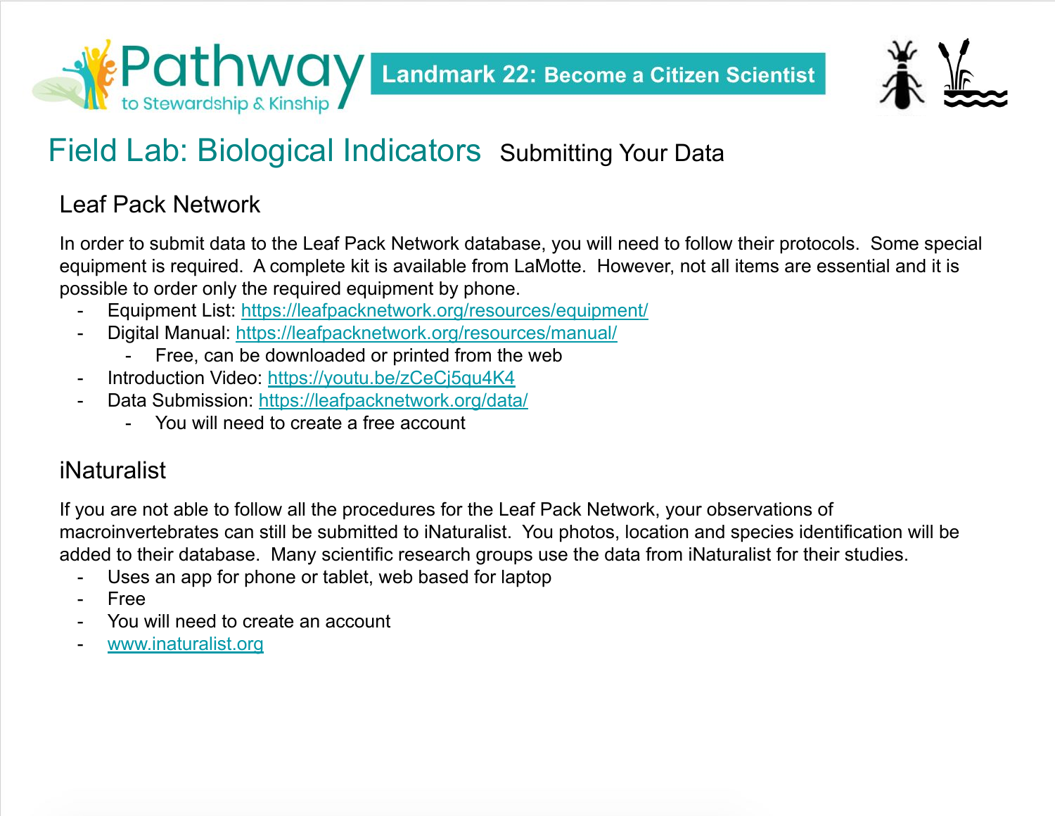Pathway to Stewardship & Kinship

Landmark 22: Become a Citizen Scientist

# Field Lab: Biological Indicators — Submitting Your Data

## Leaf Pack Network

In order to submit data to the Leaf Pack Network database, you will need to follow their protocols. Some special equipment is required. A complete kit is available from LaMotte. However, not all items are essential and it is possible to order only the required equipment by phone.

- Equipment List: https://leafpacknetwork.org/resources/equipment/
- Digital Manual: https://leafpacknetwork.org/resources/manual/
  - Free, can be downloaded or printed from the web
- Introduction Video: https://youtu.be/zCeCj5qu4K4
- Data Submission: https://leafpacknetwork.org/data/
  - You will need to create a free account

## iNaturalist

If you are not able to follow all the procedures for the Leaf Pack Network, your observations of macroinvertebrates can still be submitted to iNaturalist. You photos, location and species identification will be added to their database. Many scientific research groups use the data from iNaturalist for their studies.

- Uses an app for phone or tablet, web based for laptop
- Free
- You will need to create an account
- www.inaturalist.org